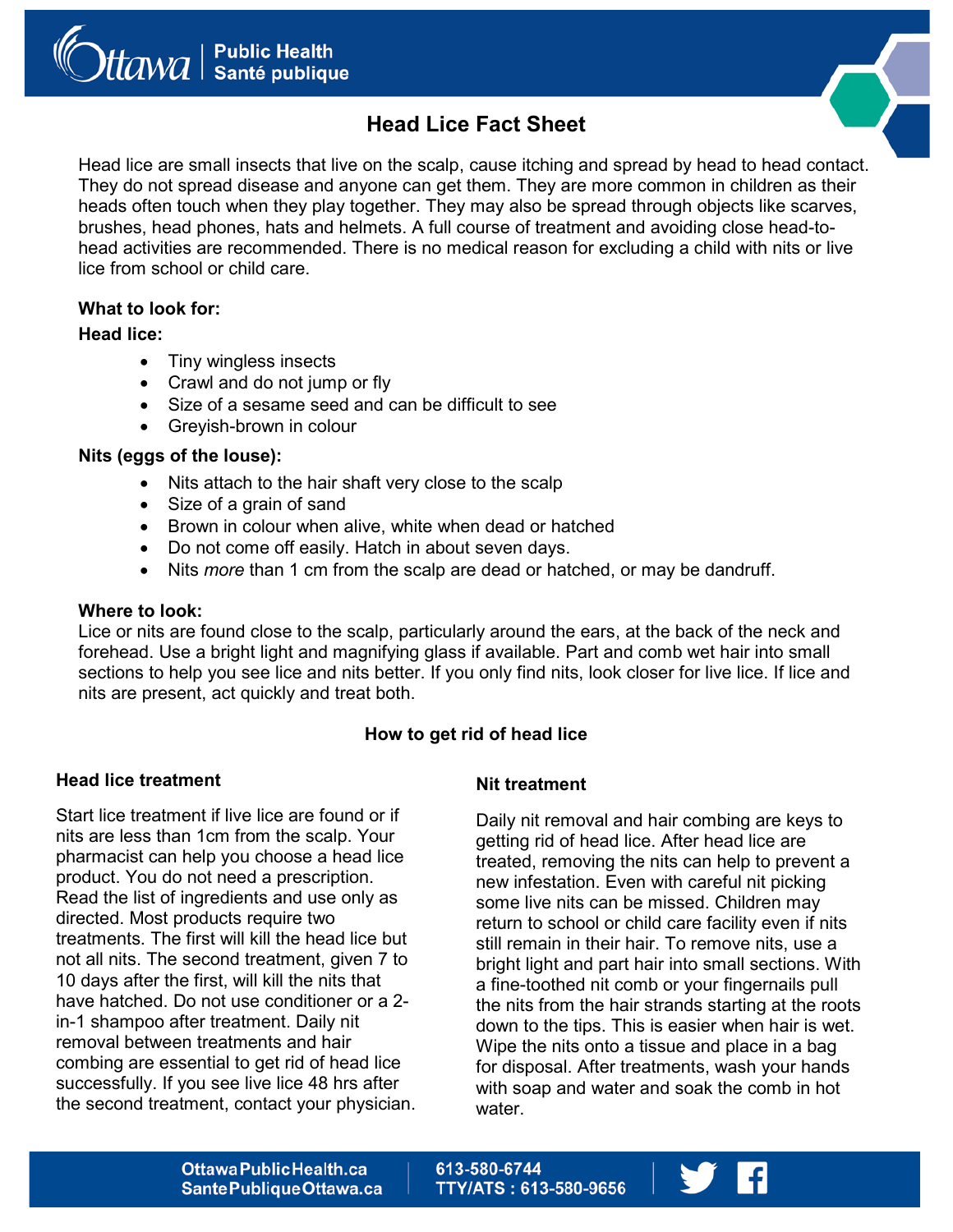# Head Lice Fact Sheet

Head lice are small insects that live on the scalp, cause itching and spread by head to head contact. They do not spread disease and anyone can get them. They are more common in children as their heads often touch when they play together. They may also be spread through objects like scarves, brushes, head phones, hats and helmets. A full course of treatment and avoiding close head-to-head activities are recommended. There is no medical reason for excluding a child with nits or live lice from school or child care.

**What to look for:**

**Head lice:**

- Tiny wingless insects
- Crawl and do not jump or fly
- Size of a sesame seed and can be difficult to see
- Greyish-brown in colour

**Nits (eggs of the louse):**

- Nits attach to the hair shaft very close to the scalp
- Size of a grain of sand
- Brown in colour when alive, white when dead or hatched
- Do not come off easily. Hatch in about seven days.
- Nits *more* than 1 cm from the scalp are dead or hatched, or may be dandruff.

**Where to look:**

Lice or nits are found close to the scalp, particularly around the ears, at the back of the neck and forehead. Use a bright light and magnifying glass if available. Part and comb wet hair into small sections to help you see lice and nits better. If you only find nits, look closer for live lice. If lice and nits are present, act quickly and treat both.

## How to get rid of head lice

### Head lice treatment

Start lice treatment if live lice are found or if nits are less than 1cm from the scalp. Your pharmacist can help you choose a head lice product. You do not need a prescription. Read the list of ingredients and use only as directed. Most products require two treatments. The first will kill the head lice but not all nits. The second treatment, given 7 to 10 days after the first, will kill the nits that have hatched. Do not use conditioner or a 2-in-1 shampoo after treatment. Daily nit removal between treatments and hair combing are essential to get rid of head lice successfully. If you see live lice 48 hrs after the second treatment, contact your physician.

### Nit treatment

Daily nit removal and hair combing are keys to getting rid of head lice. After head lice are treated, removing the nits can help to prevent a new infestation. Even with careful nit picking some live nits can be missed. Children may return to school or child care facility even if nits still remain in their hair. To remove nits, use a bright light and part hair into small sections. With a fine-toothed nit comb or your fingernails pull the nits from the hair strands starting at the roots down to the tips. This is easier when hair is wet. Wipe the nits onto a tissue and place in a bag for disposal. After treatments, wash your hands with soap and water and soak the comb in hot water.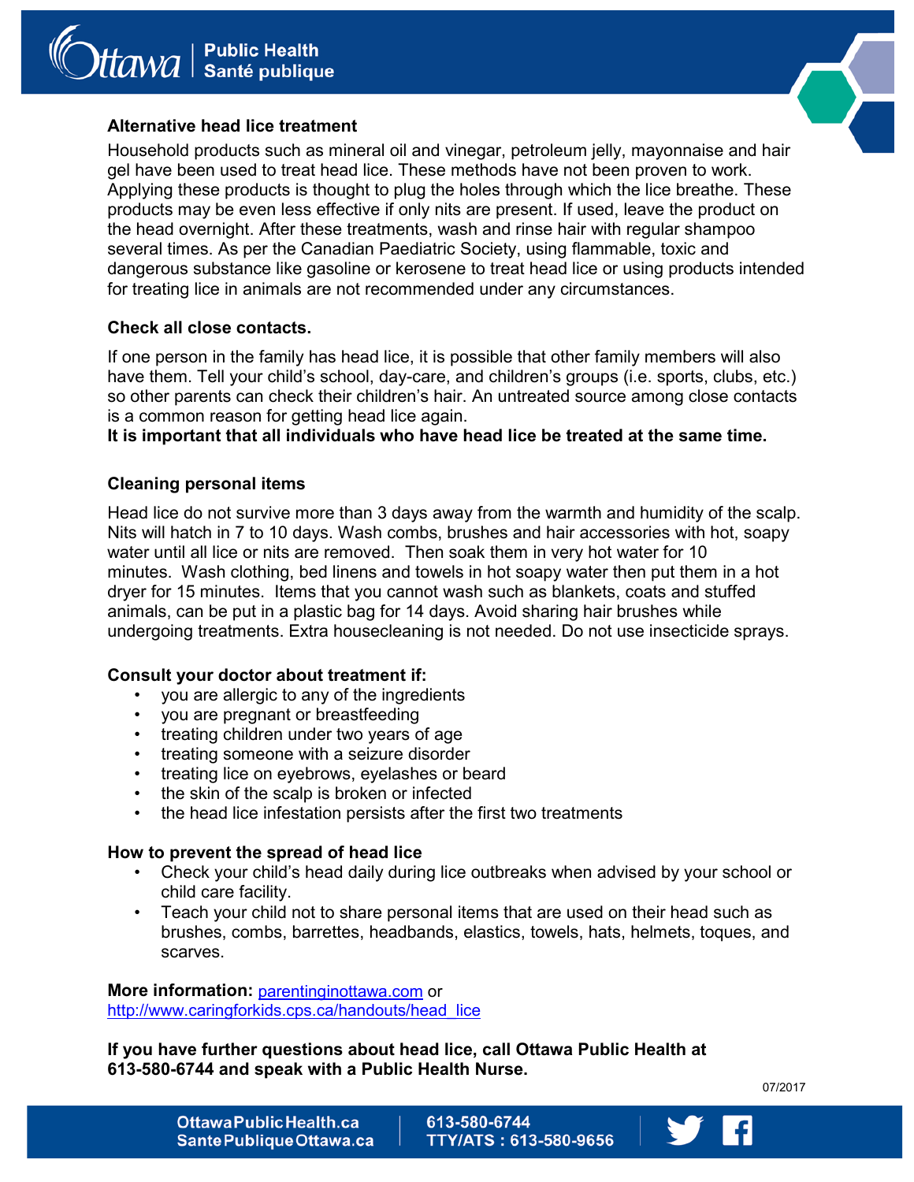### Alternative head lice treatment

Household products such as mineral oil and vinegar, petroleum jelly, mayonnaise and hair gel have been used to treat head lice. These methods have not been proven to work. Applying these products is thought to plug the holes through which the lice breathe. These products may be even less effective if only nits are present. If used, leave the product on the head overnight. After these treatments, wash and rinse hair with regular shampoo several times. As per the Canadian Paediatric Society, using flammable, toxic and dangerous substance like gasoline or kerosene to treat head lice or using products intended for treating lice in animals are not recommended under any circumstances.

### Check all close contacts.

If one person in the family has head lice, it is possible that other family members will also have them. Tell your child's school, day-care, and children's groups (i.e. sports, clubs, etc.) so other parents can check their children's hair. An untreated source among close contacts is a common reason for getting head lice again.

**It is important that all individuals who have head lice be treated at the same time.**

### Cleaning personal items

Head lice do not survive more than 3 days away from the warmth and humidity of the scalp. Nits will hatch in 7 to 10 days. Wash combs, brushes and hair accessories with hot, soapy water until all lice or nits are removed. Then soak them in very hot water for 10 minutes. Wash clothing, bed linens and towels in hot soapy water then put them in a hot dryer for 15 minutes. Items that you cannot wash such as blankets, coats and stuffed animals, can be put in a plastic bag for 14 days. Avoid sharing hair brushes while undergoing treatments. Extra housecleaning is not needed. Do not use insecticide sprays.

### Consult your doctor about treatment if:

- you are allergic to any of the ingredients
- you are pregnant or breastfeeding
- treating children under two years of age
- treating someone with a seizure disorder
- treating lice on eyebrows, eyelashes or beard
- the skin of the scalp is broken or infected
- the head lice infestation persists after the first two treatments

### How to prevent the spread of head lice

- Check your child's head daily during lice outbreaks when advised by your school or child care facility.
- Teach your child not to share personal items that are used on their head such as brushes, combs, barrettes, headbands, elastics, towels, hats, helmets, toques, and scarves.

**More information:** parentinginottawa.com or http://www.caringforkids.cps.ca/handouts/head_lice

**If you have further questions about head lice, call Ottawa Public Health at 613-580-6744 and speak with a Public Health Nurse.**

07/2017